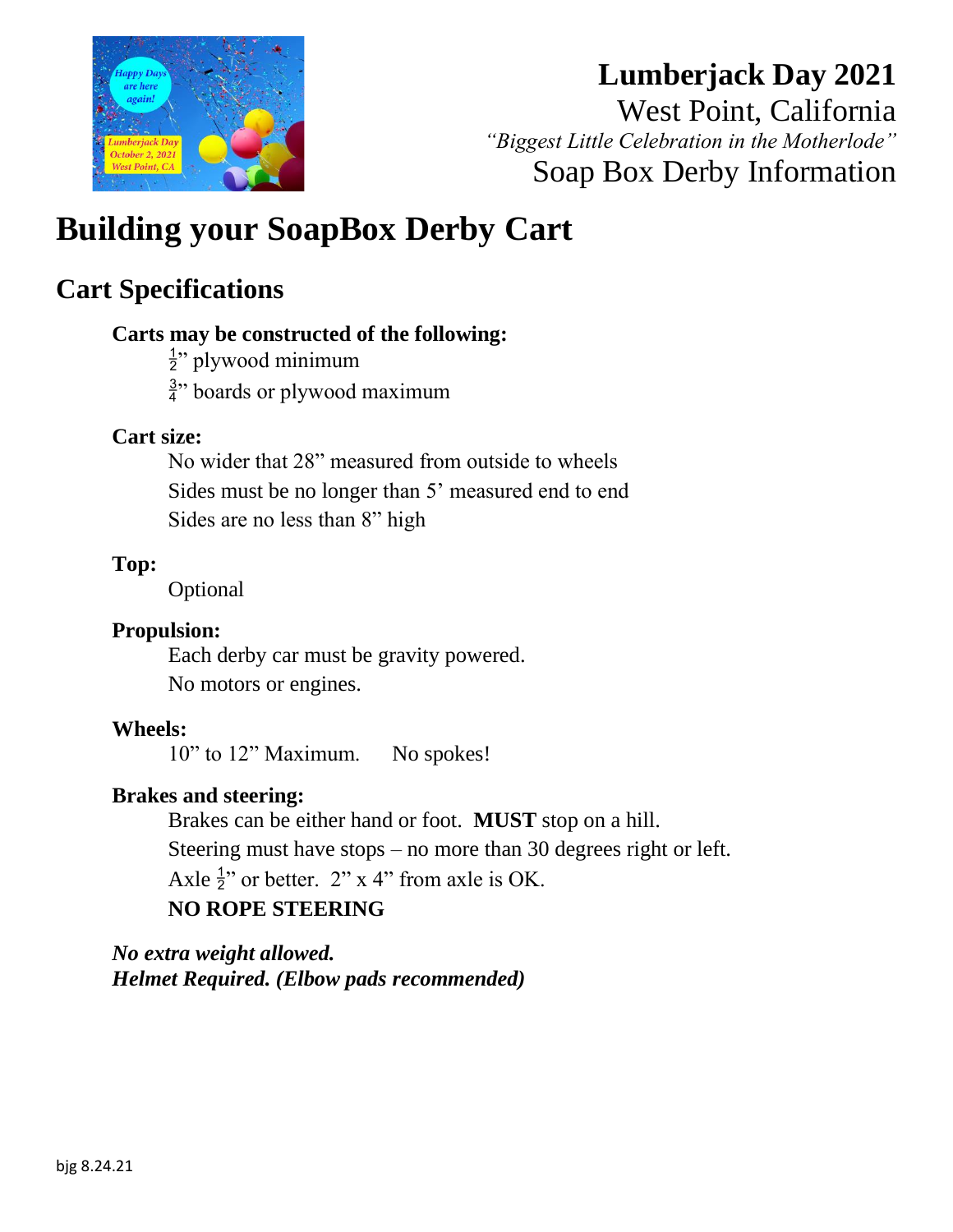# Lumberjack Day 2021

West Point, California

*"Biggest Little Celebration in the Motherlode"*

Soap Box Derby Information

# Building your SoapBox Derby Cart

## Cart Specifications

**Carts may be constructed of the following:**

$\frac{1}{2}$" plywood minimum

$\frac{3}{4}$" boards or plywood maximum

**Cart size:**

No wider that 28" measured from outside to wheels

Sides must be no longer than 5' measured end to end

Sides are no less than 8" high

**Top:**

Optional

**Propulsion:**

Each derby car must be gravity powered.

No motors or engines.

**Wheels:**

10" to 12" Maximum. No spokes!

**Brakes and steering:**

Brakes can be either hand or foot. **MUST** stop on a hill.

Steering must have stops – no more than 30 degrees right or left.

Axle $\frac{1}{2}$" or better. 2" x 4" from axle is OK.

**NO ROPE STEERING**

***No extra weight allowed.***
***Helmet Required. (Elbow pads recommended)***

bjg 8.24.21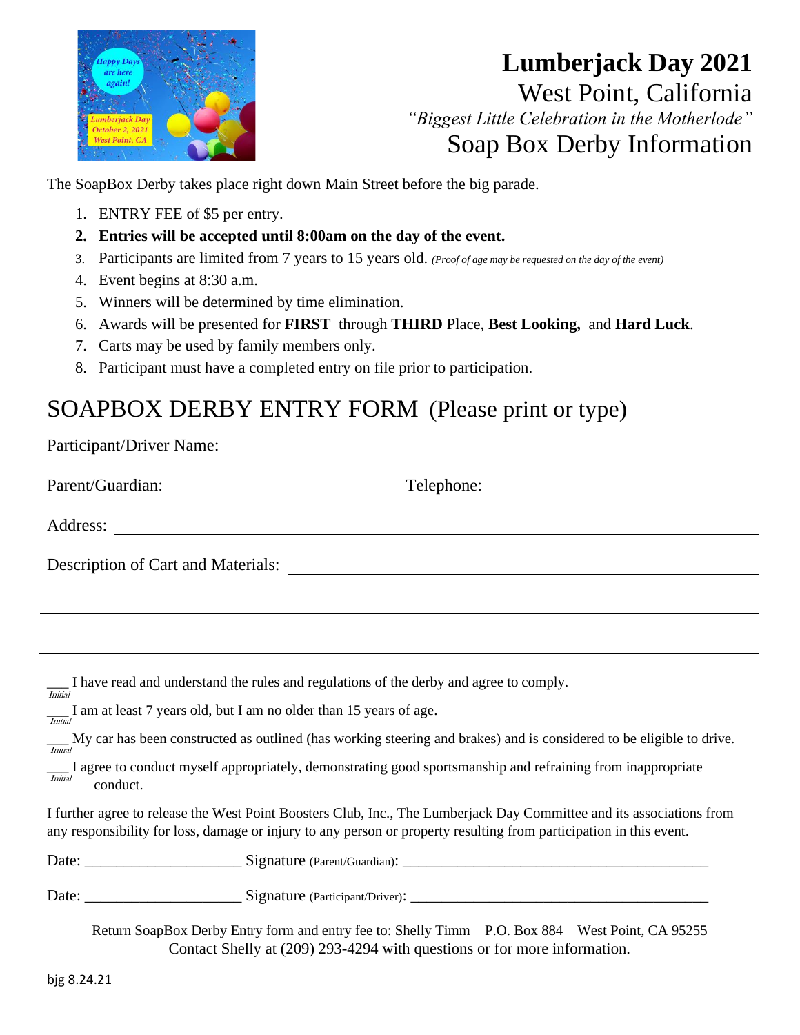# Lumberjack Day 2021

## West Point, California

*"Biggest Little Celebration in the Motherlode"*

## Soap Box Derby Information

The SoapBox Derby takes place right down Main Street before the big parade.

1. ENTRY FEE of $5 per entry.
2. **Entries will be accepted until 8:00am on the day of the event.**
3. Participants are limited from 7 years to 15 years old. *(Proof of age may be requested on the day of the event)*
4. Event begins at 8:30 a.m.
5. Winners will be determined by time elimination.
6. Awards will be presented for **FIRST** through **THIRD** Place, **Best Looking,** and **Hard Luck**.
7. Carts may be used by family members only.
8. Participant must have a completed entry on file prior to participation.

## SOAPBOX DERBY ENTRY FORM (Please print or type)

Participant/Driver Name: ______________________________

Parent/Guardian: ______________________ Telephone: ______________________

Address: ______________________________

Description of Cart and Materials: ______________________________

______________________________

______________________________

___ I have read and understand the rules and regulations of the derby and agree to comply.
Initial

___ I am at least 7 years old, but I am no older than 15 years of age.
Initial

___ My car has been constructed as outlined (has working steering and brakes) and is considered to be eligible to drive.
Initial

___ I agree to conduct myself appropriately, demonstrating good sportsmanship and refraining from inappropriate conduct.
Initial

I further agree to release the West Point Boosters Club, Inc., The Lumberjack Day Committee and its associations from any responsibility for loss, damage or injury to any person or property resulting from participation in this event.

Date: ____________________ Signature (Parent/Guardian): ________________________________________

Date: ____________________ Signature (Participant/Driver): ________________________________________

Return SoapBox Derby Entry form and entry fee to: Shelly Timm P.O. Box 884 West Point, CA 95255
Contact Shelly at (209) 293-4294 with questions or for more information.

bjg 8.24.21